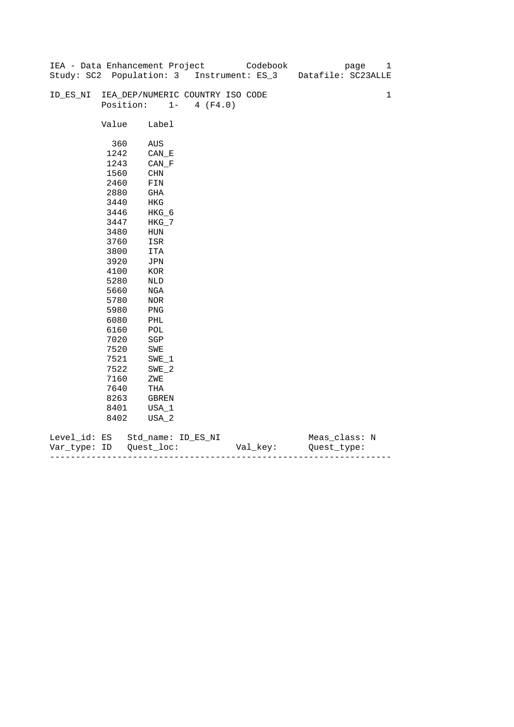IEA - Data Enhancement Project Codebook
Study: SC2 Population: 3 Instrument: ES_3 Datafile: SC23ALLE

ID_ES_NI IEA_DEP/NUMERIC COUNTRY ISO CODE 1
Position: 1- 4 (F4.0)

| Value | Label |
|---|---|
| 360 | AUS |
| 1242 | CAN_E |
| 1243 | CAN_F |
| 1560 | CHN |
| 2460 | FIN |
| 2880 | GHA |
| 3440 | HKG |
| 3446 | HKG_6 |
| 3447 | HKG_7 |
| 3480 | HUN |
| 3760 | ISR |
| 3800 | ITA |
| 3920 | JPN |
| 4100 | KOR |
| 5280 | NLD |
| 5660 | NGA |
| 5780 | NOR |
| 5980 | PNG |
| 6080 | PHL |
| 6160 | POL |
| 7020 | SGP |
| 7520 | SWE |
| 7521 | SWE_1 |
| 7522 | SWE_2 |
| 7160 | ZWE |
| 7640 | THA |
| 8263 | GBREN |
| 8401 | USA_1 |
| 8402 | USA_2 |

Level_id: ES Std_name: ID_ES_NI Meas_class: N
Var_type: ID Quest_loc: Val_key: Quest_type:

---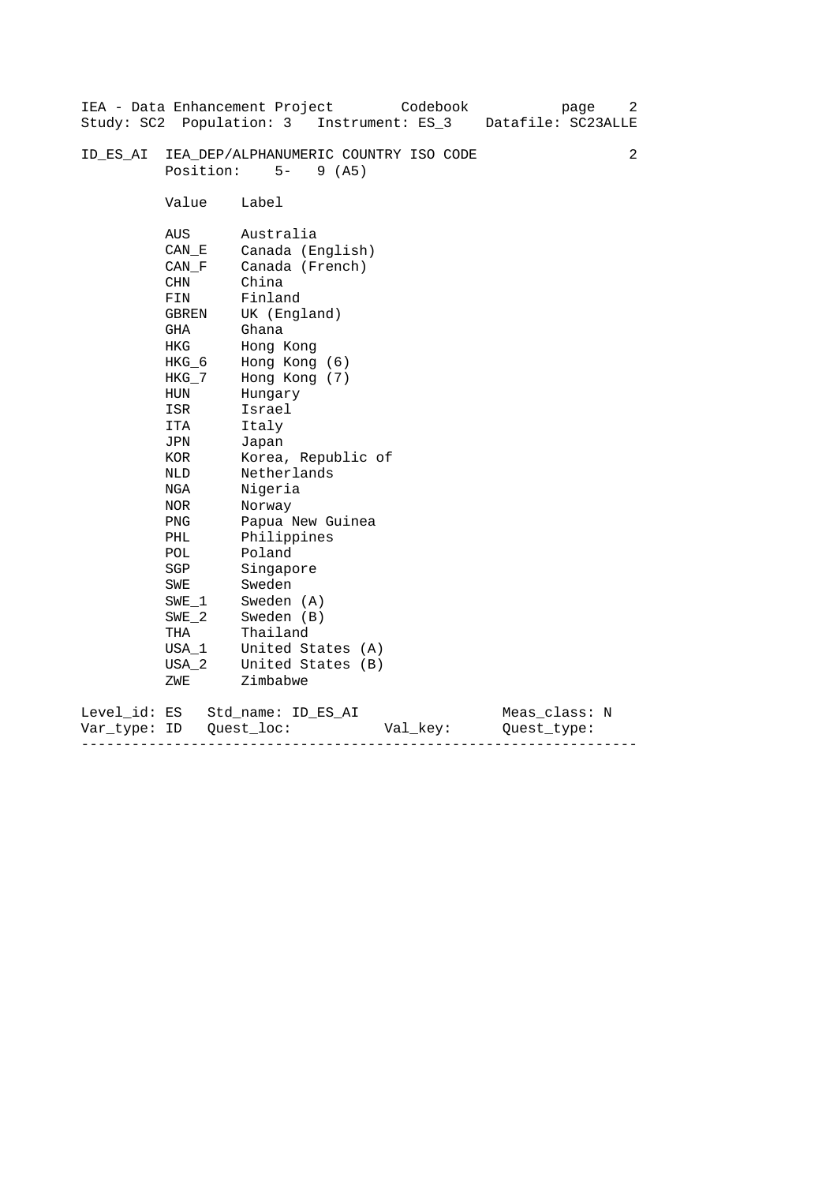IEA - Data Enhancement Project Codebook
Study: SC2 Population: 3 Instrument: ES_3 Datafile: SC23ALLE

**ID_ES_AI** IEA_DEP/ALPHANUMERIC COUNTRY ISO CODE 2
Position: 5- 9 (A5)

| Value | Label |
|---|---|
| AUS | Australia |
| CAN_E | Canada (English) |
| CAN_F | Canada (French) |
| CHN | China |
| FIN | Finland |
| GBREN | UK (England) |
| GHA | Ghana |
| HKG | Hong Kong |
| HKG_6 | Hong Kong (6) |
| HKG_7 | Hong Kong (7) |
| HUN | Hungary |
| ISR | Israel |
| ITA | Italy |
| JPN | Japan |
| KOR | Korea, Republic of |
| NLD | Netherlands |
| NGA | Nigeria |
| NOR | Norway |
| PNG | Papua New Guinea |
| PHL | Philippines |
| POL | Poland |
| SGP | Singapore |
| SWE | Sweden |
| SWE_1 | Sweden (A) |
| SWE_2 | Sweden (B) |
| THA | Thailand |
| USA_1 | United States (A) |
| USA_2 | United States (B) |
| ZWE | Zimbabwe |

Level_id: ES Std_name: ID_ES_AI Meas_class: N
Var_type: ID Quest_loc: Val_key: Quest_type:

---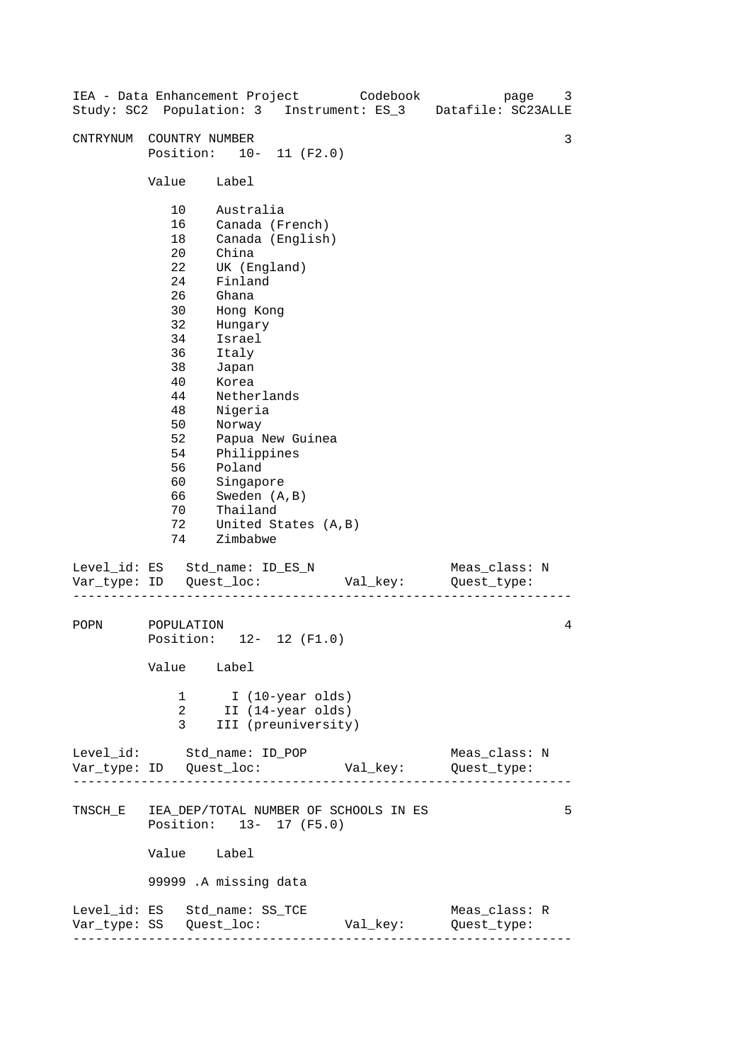CNTRYNUM COUNTRY NUMBER 3

Position: 10- 11 (F2.0)

| Value | Label |
|---|---|
| 10 | Australia |
| 16 | Canada (French) |
| 18 | Canada (English) |
| 20 | China |
| 22 | UK (England) |
| 24 | Finland |
| 26 | Ghana |
| 30 | Hong Kong |
| 32 | Hungary |
| 34 | Israel |
| 36 | Italy |
| 38 | Japan |
| 40 | Korea |
| 44 | Netherlands |
| 48 | Nigeria |
| 50 | Norway |
| 52 | Papua New Guinea |
| 54 | Philippines |
| 56 | Poland |
| 60 | Singapore |
| 66 | Sweden (A,B) |
| 70 | Thailand |
| 72 | United States (A,B) |
| 74 | Zimbabwe |

Level_id: ES Std_name: ID_ES_N Meas_class: N
Var_type: ID Quest_loc: Val_key: Quest_type:

---

POPN POPULATION 4

Position: 12- 12 (F1.0)

| Value | Label |
|---|---|
| 1 | I (10-year olds) |
| 2 | II (14-year olds) |
| 3 | III (preuniversity) |

Level_id: Std_name: ID_POP Meas_class: N
Var_type: ID Quest_loc: Val_key: Quest_type:

---

TNSCH_E IEA_DEP/TOTAL NUMBER OF SCHOOLS IN ES 5

Position: 13- 17 (F5.0)

| Value | Label |
|---|---|
| 99999 | .A missing data |

Level_id: ES Std_name: SS_TCE Meas_class: R
Var_type: SS Quest_loc: Val_key: Quest_type:

---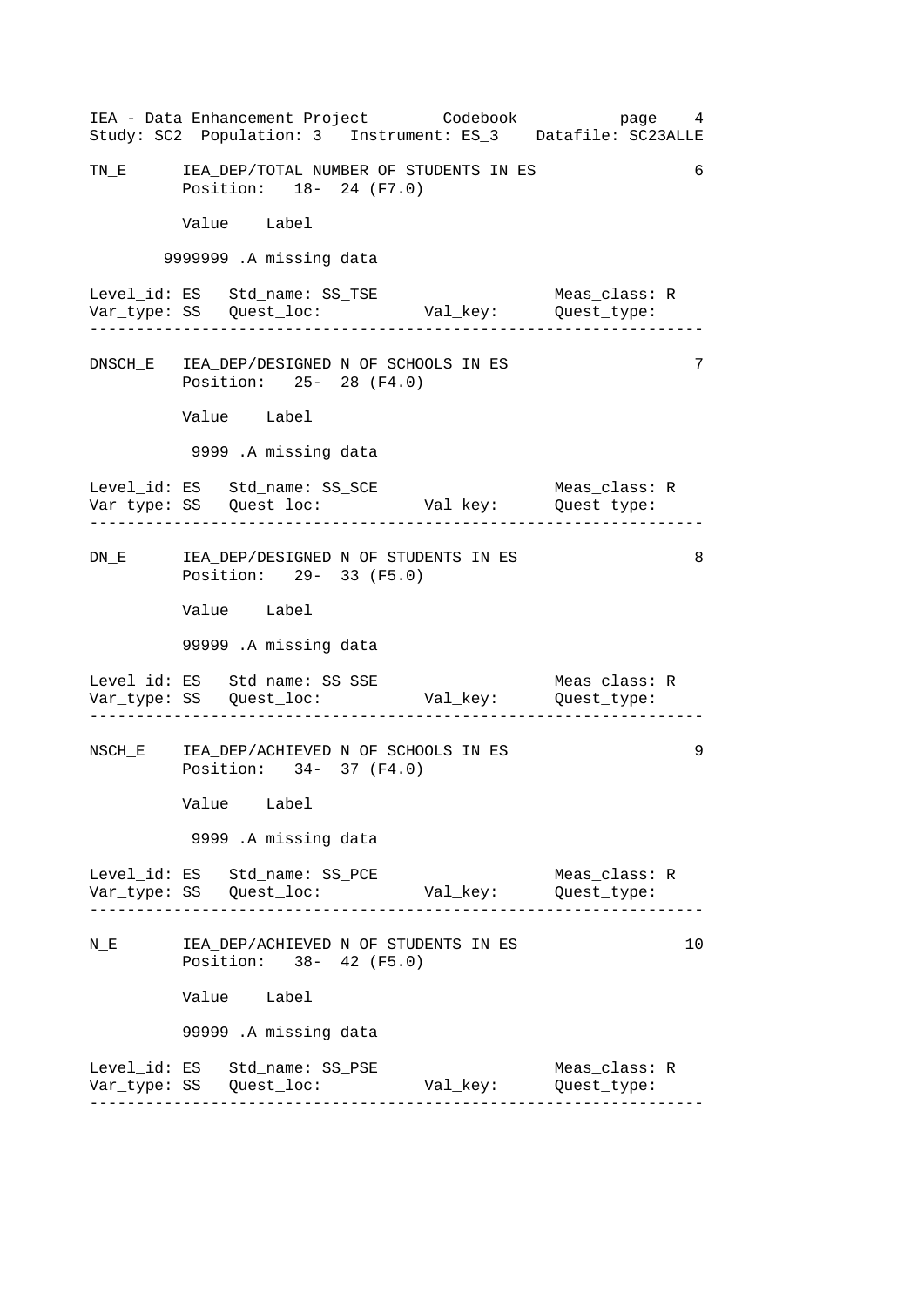```
TN_E      IEA_DEP/TOTAL NUMBER OF STUDENTS IN ES                   6
          Position:   18-  24 (F7.0)

          Value    Label

        9999999 .A missing data

Level_id: ES   Std_name: SS_TSE                   Meas_class: R
Var_type: SS   Quest_loc:           Val_key:      Quest_type:
-----------------------------------------------------------------

DNSCH_E   IEA_DEP/DESIGNED N OF SCHOOLS IN ES                      7
          Position:   25-  28 (F4.0)

          Value    Label

           9999 .A missing data

Level_id: ES   Std_name: SS_SCE                   Meas_class: R
Var_type: SS   Quest_loc:           Val_key:      Quest_type:
-----------------------------------------------------------------

DN_E      IEA_DEP/DESIGNED N OF STUDENTS IN ES                     8
          Position:   29-  33 (F5.0)

          Value    Label

          99999 .A missing data

Level_id: ES   Std_name: SS_SSE                   Meas_class: R
Var_type: SS   Quest_loc:           Val_key:      Quest_type:
-----------------------------------------------------------------

NSCH_E    IEA_DEP/ACHIEVED N OF SCHOOLS IN ES                      9
          Position:   34-  37 (F4.0)

          Value    Label

           9999 .A missing data

Level_id: ES   Std_name: SS_PCE                   Meas_class: R
Var_type: SS   Quest_loc:           Val_key:      Quest_type:
-----------------------------------------------------------------

N_E       IEA_DEP/ACHIEVED N OF STUDENTS IN ES                    10
          Position:   38-  42 (F5.0)

          Value    Label

          99999 .A missing data

Level_id: ES   Std_name: SS_PSE                   Meas_class: R
Var_type: SS   Quest_loc:           Val_key:      Quest_type:
-----------------------------------------------------------------
```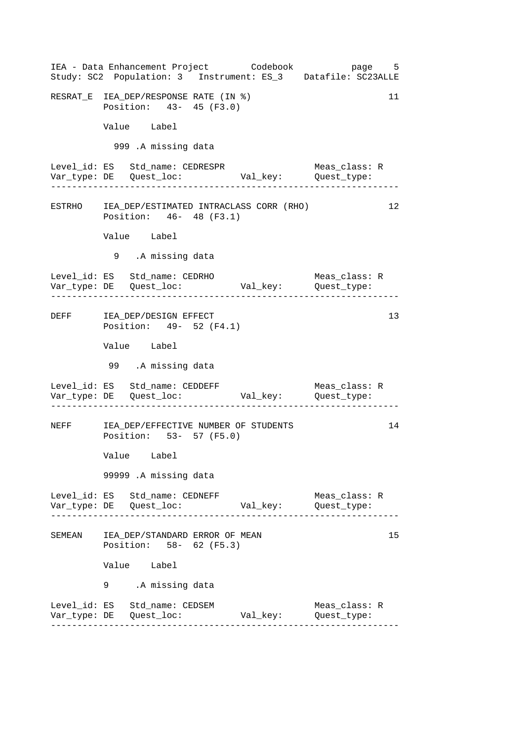```
RESRAT_E  IEA_DEP/RESPONSE RATE (IN %)                             11
          Position:   43-  45 (F3.0)

          Value    Label

            999 .A missing data

Level_id: ES   Std_name: CEDRESPR                  Meas_class: R
Var_type: DE   Quest_loc:          Val_key:        Quest_type:
------------------------------------------------------------------

ESTRHO    IEA_DEP/ESTIMATED INTRACLASS CORR (RHO)                  12
          Position:   46-  48 (F3.1)

          Value    Label

            9   .A missing data

Level_id: ES   Std_name: CEDRHO                    Meas_class: R
Var_type: DE   Quest_loc:          Val_key:        Quest_type:
------------------------------------------------------------------

DEFF      IEA_DEP/DESIGN EFFECT                                    13
          Position:   49-  52 (F4.1)

          Value    Label

           99   .A missing data

Level_id: ES   Std_name: CEDDEFF                   Meas_class: R
Var_type: DE   Quest_loc:          Val_key:        Quest_type:
------------------------------------------------------------------

NEFF      IEA_DEP/EFFECTIVE NUMBER OF STUDENTS                     14
          Position:   53-  57 (F5.0)

          Value    Label

          99999 .A missing data

Level_id: ES   Std_name: CEDNEFF                   Meas_class: R
Var_type: DE   Quest_loc:          Val_key:        Quest_type:
------------------------------------------------------------------

SEMEAN    IEA_DEP/STANDARD ERROR OF MEAN                           15
          Position:   58-  62 (F5.3)

          Value    Label

          9     .A missing data

Level_id: ES   Std_name: CEDSEM                    Meas_class: R
Var_type: DE   Quest_loc:          Val_key:        Quest_type:
------------------------------------------------------------------
```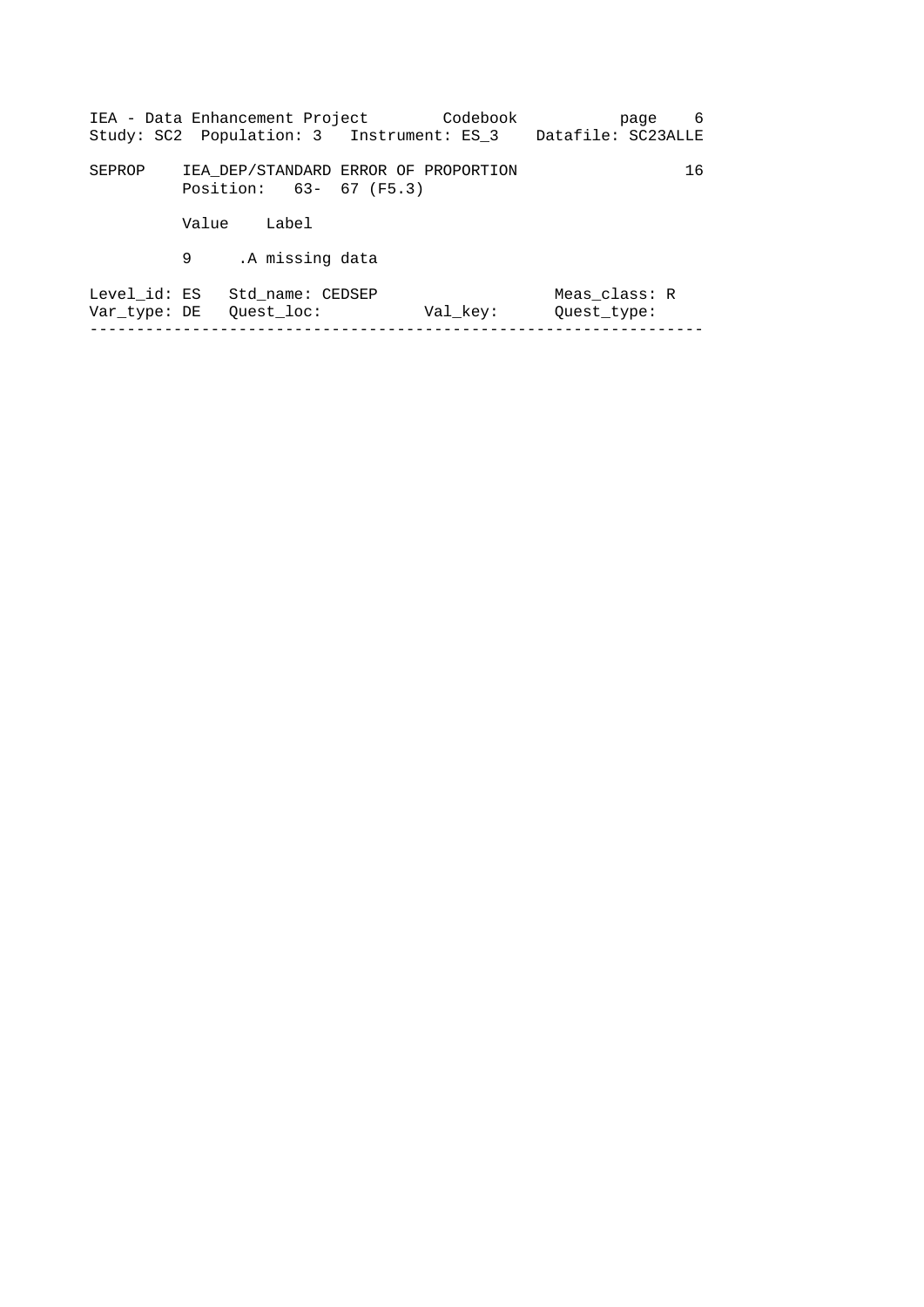SEPROP    IEA_DEP/STANDARD ERROR OF PROPORTION    16

Position: 63- 67 (F5.3)

| Value | Label |
|---|---|
| 9 | .A missing data |

Level_id: ES    Std_name: CEDSEP    Meas_class: R

Var_type: DE    Quest_loc:    Val_key:    Quest_type:

---